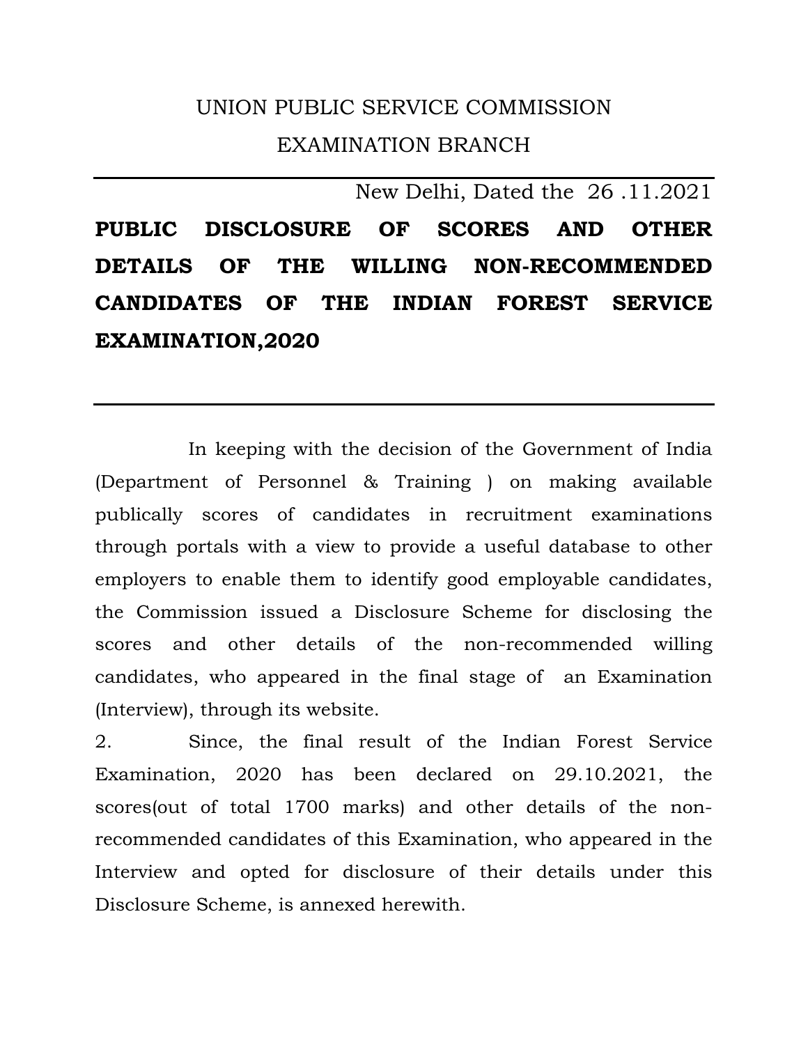# UNION PUBLIC SERVICE COMMISSION
## EXAMINATION BRANCH

New Delhi, Dated the 26 .11.2021

**PUBLIC DISCLOSURE OF SCORES AND OTHER DETAILS OF THE WILLING NON-RECOMMENDED CANDIDATES OF THE INDIAN FOREST SERVICE EXAMINATION,2020**

---

In keeping with the decision of the Government of India (Department of Personnel & Training ) on making available publically scores of candidates in recruitment examinations through portals with a view to provide a useful database to other employers to enable them to identify good employable candidates, the Commission issued a Disclosure Scheme for disclosing the scores and other details of the non-recommended willing candidates, who appeared in the final stage of an Examination (Interview), through its website.

2. Since, the final result of the Indian Forest Service Examination, 2020 has been declared on 29.10.2021, the scores(out of total 1700 marks) and other details of the non-recommended candidates of this Examination, who appeared in the Interview and opted for disclosure of their details under this Disclosure Scheme, is annexed herewith.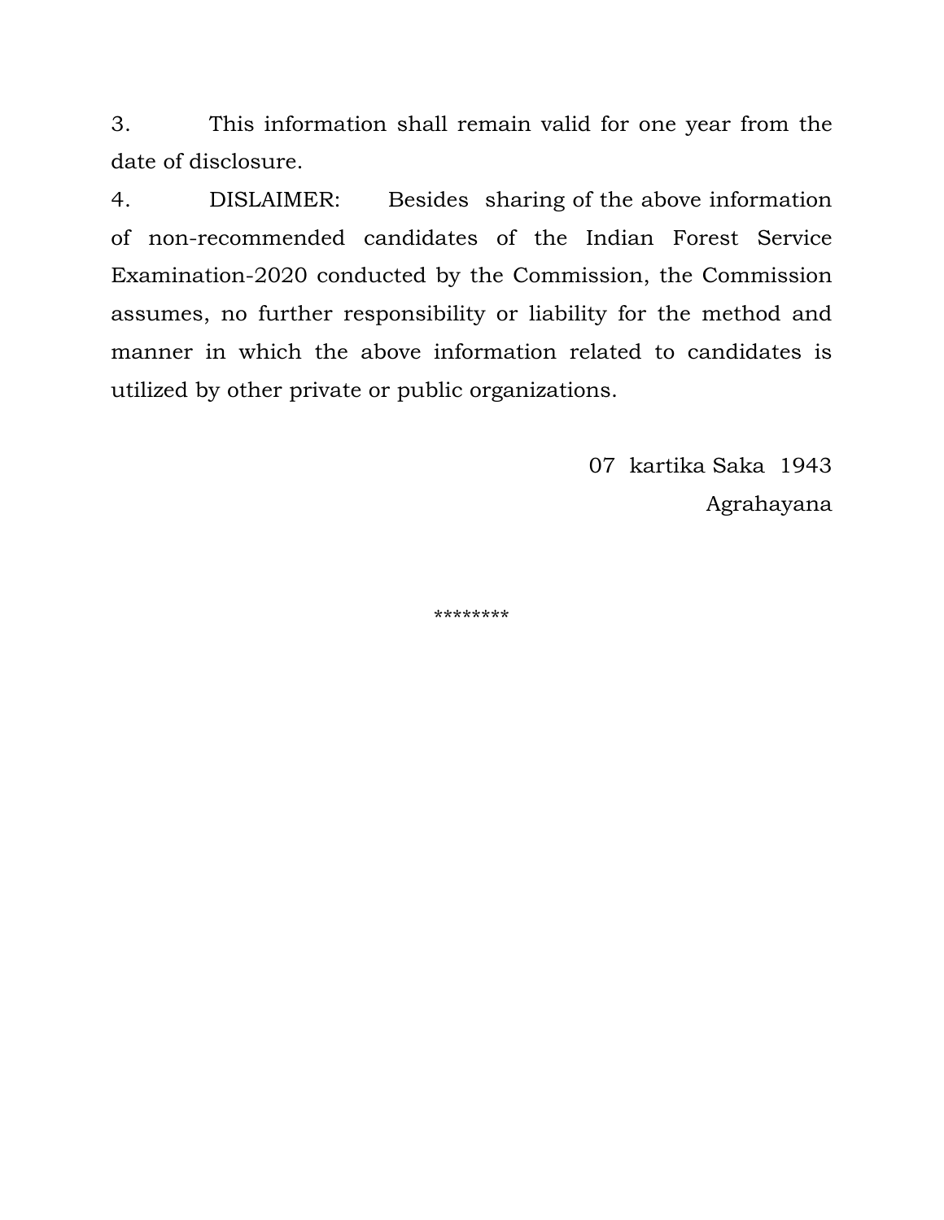3. This information shall remain valid for one year from the date of disclosure.

4. DISLAIMER: Besides sharing of the above information of non-recommended candidates of the Indian Forest Service Examination-2020 conducted by the Commission, the Commission assumes, no further responsibility or liability for the method and manner in which the above information related to candidates is utilized by other private or public organizations.

07 kartika Saka 1943
Agrahayana

********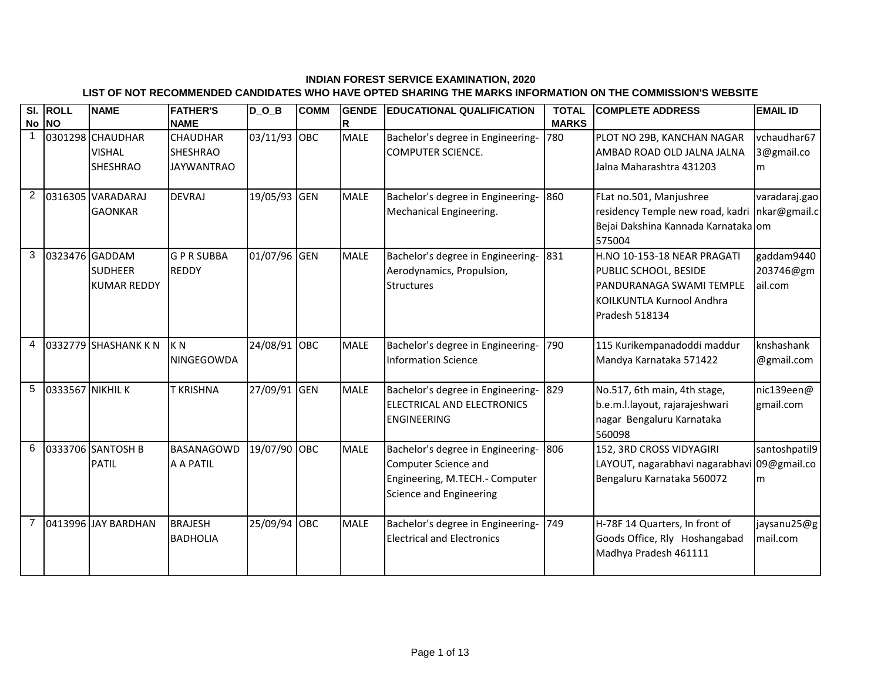**INDIAN FOREST SERVICE EXAMINATION, 2020**

**LIST OF NOT RECOMMENDED CANDIDATES WHO HAVE OPTED SHARING THE MARKS INFORMATION ON THE COMMISSION'S WEBSITE**

| Sl. No | ROLL NO | NAME | FATHER'S NAME | D_O_B | COMM | GENDER | EDUCATIONAL QUALIFICATION | TOTAL MARKS | COMPLETE ADDRESS | EMAIL ID |
|---|---|---|---|---|---|---|---|---|---|---|
| 1 | 0301298 | CHAUDHAR VISHAL SHESHRAO | CHAUDHAR SHESHRAO JAYWANTRAO | 03/11/93 | OBC | MALE | Bachelor's degree in Engineering-COMPUTER SCIENCE. | 780 | PLOT NO 29B, KANCHAN NAGAR AMBAD ROAD OLD JALNA JALNA Jalna Maharashtra 431203 | vchaudhar673@gmail.com |
| 2 | 0316305 | VARADARAJ GAONKAR | DEVRAJ | 19/05/93 | GEN | MALE | Bachelor's degree in Engineering-Mechanical Engineering. | 860 | FLat no.501, Manjushree residency Temple new road, kadri Bejai Dakshina Kannada Karnataka 575004 | varadaraj.gaonkar@gmail.com |
| 3 | 0323476 | GADDAM SUDHEER KUMAR REDDY | G P R SUBBA REDDY | 01/07/96 | GEN | MALE | Bachelor's degree in Engineering-Aerodynamics, Propulsion, Structures | 831 | H.NO 10-153-18 NEAR PRAGATI PUBLIC SCHOOL, BESIDE PANDURANAGA SWAMI TEMPLE KOILKUNTLA Kurnool Andhra Pradesh 518134 | gaddam9440203746@gmail.com |
| 4 | 0332779 | SHASHANK K N | K N NINGEGOWDA | 24/08/91 | OBC | MALE | Bachelor's degree in Engineering-Information Science | 790 | 115 Kurikempanadoddi maddur Mandya Karnataka 571422 | knshashank@gmail.com |
| 5 | 0333567 | NIKHIL K | T KRISHNA | 27/09/91 | GEN | MALE | Bachelor's degree in Engineering-ELECTRICAL AND ELECTRONICS ENGINEERING | 829 | No.517, 6th main, 4th stage, b.e.m.l.layout, rajarajeshwari nagar Bengaluru Karnataka 560098 | nic139een@gmail.com |
| 6 | 0333706 | SANTOSH B PATIL | BASANAGOWDA A PATIL | 19/07/90 | OBC | MALE | Bachelor's degree in Engineering-Computer Science and Engineering, M.TECH.- Computer Science and Engineering | 806 | 152, 3RD CROSS VIDYAGIRI LAYOUT, nagarabhavi nagarabhavi Bengaluru Karnataka 560072 | santoshpatil909@gmail.com |
| 7 | 0413996 | JAY BARDHAN | BRAJESH BADHOLIA | 25/09/94 | OBC | MALE | Bachelor's degree in Engineering-Electrical and Electronics | 749 | H-78F 14 Quarters, In front of Goods Office, Rly Hoshangabad Madhya Pradesh 461111 | jaysanu25@gmail.com |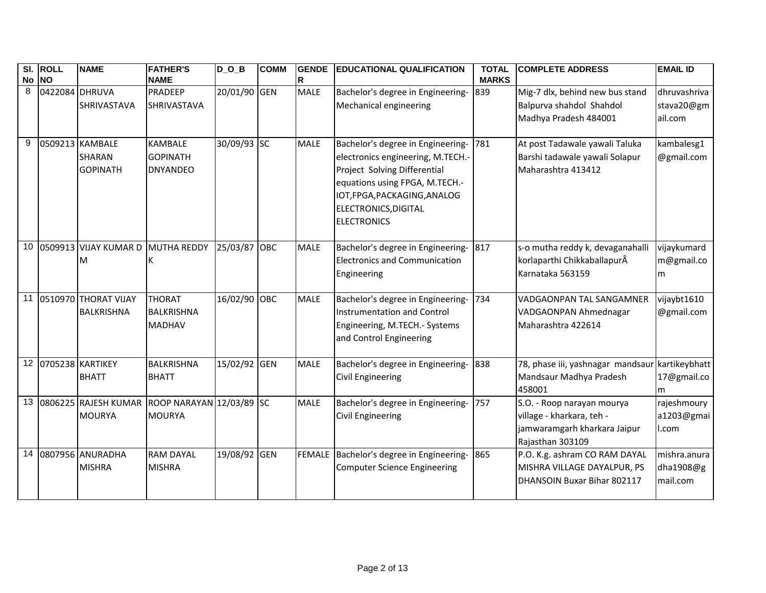| Sl. No | ROLL NO | NAME | FATHER'S NAME | D_O_B | COMM | GENDER | EDUCATIONAL QUALIFICATION | TOTAL MARKS | COMPLETE ADDRESS | EMAIL ID |
|---|---|---|---|---|---|---|---|---|---|---|
| 8 | 0422084 | DHRUVA SHRIVASTAVA | PRADEEP SHRIVASTAVA | 20/01/90 | GEN | MALE | Bachelor's degree in Engineering- Mechanical engineering | 839 | Mig-7 dlx, behind new bus stand Balpurva shahdol Shahdol Madhya Pradesh 484001 | dhruvashrivastava20@gmail.com |
| 9 | 0509213 | KAMBALE SHARAN GOPINATH | KAMBALE GOPINATH DNYANDEO | 30/09/93 | SC | MALE | Bachelor's degree in Engineering- electronics engineering, M.TECH.- Project Solving Differential equations using FPGA, M.TECH.- IOT,FPGA,PACKAGING,ANALOG ELECTRONICS,DIGITAL ELECTRONICS | 781 | At post Tadawale yawali Taluka Barshi tadawale yawali Solapur Maharashtra 413412 | kambalesg1@gmail.com |
| 10 | 0509913 | VIJAY KUMAR D M | MUTHA REDDY K | 25/03/87 | OBC | MALE | Bachelor's degree in Engineering- Electronics and Communication Engineering | 817 | s-o mutha reddy k, devaganahalli korlaparthi ChikkaballapurÂ Karnataka 563159 | vijaykumardm@gmail.com |
| 11 | 0510970 | THORAT VIJAY BALKRISHNA | THORAT BALKRISHNA MADHAV | 16/02/90 | OBC | MALE | Bachelor's degree in Engineering- Instrumentation and Control Engineering, M.TECH.- Systems and Control Engineering | 734 | VADGAONPAN TAL SANGAMNER VADGAONPAN Ahmednagar Maharashtra 422614 | vijaybt1610@gmail.com |
| 12 | 0705238 | KARTIKEY BHATT | BALKRISHNA BHATT | 15/02/92 | GEN | MALE | Bachelor's degree in Engineering- Civil Engineering | 838 | 78, phase iii, yashnagar mandsaur Mandsaur Madhya Pradesh 458001 | kartikeybhatt17@gmail.com |
| 13 | 0806225 | RAJESH KUMAR MOURYA | ROOP NARAYAN MOURYA | 12/03/89 | SC | MALE | Bachelor's degree in Engineering- Civil Engineering | 757 | S.O. - Roop narayan mourya village - kharkara, teh - jamwaramgarh kharkara Jaipur Rajasthan 303109 | rajeshmourya1203@gmail.com |
| 14 | 0807956 | ANURADHA MISHRA | RAM DAYAL MISHRA | 19/08/92 | GEN | FEMALE | Bachelor's degree in Engineering- Computer Science Engineering | 865 | P.O. K.g. ashram CO RAM DAYAL MISHRA VILLAGE DAYALPUR, PS DHANSOIN Buxar Bihar 802117 | mishra.anuradha1908@gmail.com |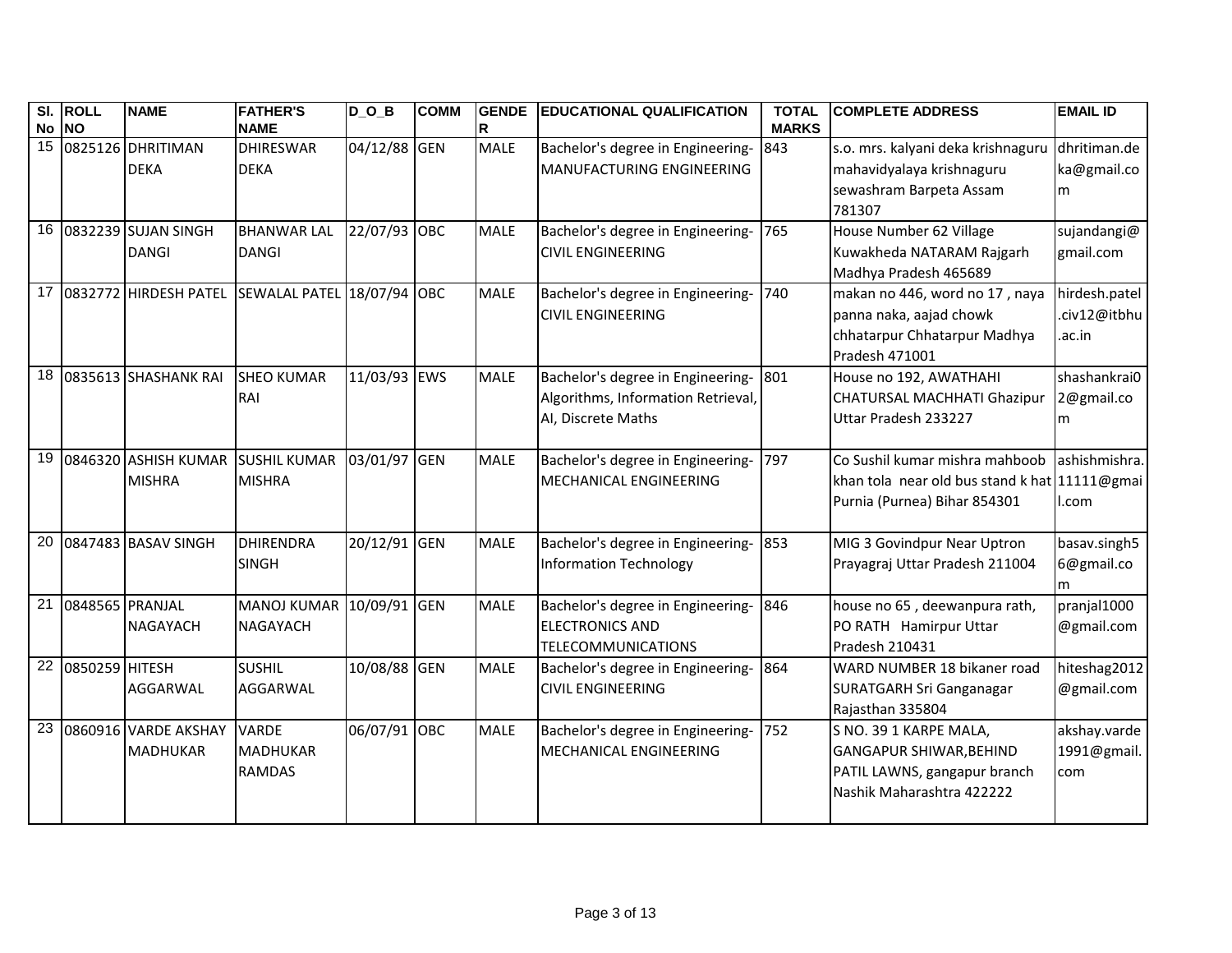| Sl. No | ROLL NO | NAME | FATHER'S NAME | D_O_B | COMM | GENDER | EDUCATIONAL QUALIFICATION | TOTAL MARKS | COMPLETE ADDRESS | EMAIL ID |
|---|---|---|---|---|---|---|---|---|---|---|
| 15 | 0825126 | DHRITIMAN DEKA | DHIRESWAR DEKA | 04/12/88 | GEN | MALE | Bachelor's degree in Engineering-MANUFACTURING ENGINEERING | 843 | s.o. mrs. kalyani deka krishnaguru mahavidyalaya krishnaguru sewashram Barpeta Assam 781307 | dhritiman.deka@gmail.com |
| 16 | 0832239 | SUJAN SINGH DANGI | BHANWAR LAL DANGI | 22/07/93 | OBC | MALE | Bachelor's degree in Engineering-CIVIL ENGINEERING | 765 | House Number 62 Village Kuwakheda NATARAM Rajgarh Madhya Pradesh 465689 | sujandangi@gmail.com |
| 17 | 0832772 | HIRDESH PATEL | SEWALAL PATEL | 18/07/94 | OBC | MALE | Bachelor's degree in Engineering-CIVIL ENGINEERING | 740 | makan no 446, word no 17 , naya panna naka, aajad chowk chhatarpur Chhatarpur Madhya Pradesh 471001 | hirdesh.patel.civ12@itbhu.ac.in |
| 18 | 0835613 | SHASHANK RAI | SHEO KUMAR RAI | 11/03/93 | EWS | MALE | Bachelor's degree in Engineering-Algorithms, Information Retrieval, AI, Discrete Maths | 801 | House no 192, AWATHAHI CHATURSAL MACHHATI Ghazipur Uttar Pradesh 233227 | shashankrai02@gmail.com |
| 19 | 0846320 | ASHISH KUMAR MISHRA | SUSHIL KUMAR MISHRA | 03/01/97 | GEN | MALE | Bachelor's degree in Engineering-MECHANICAL ENGINEERING | 797 | Co Sushil kumar mishra mahboob khan tola near old bus stand k hat Purnia (Purnea) Bihar 854301 | ashishmishra.11111@gmail.com |
| 20 | 0847483 | BASAV SINGH | DHIRENDRA SINGH | 20/12/91 | GEN | MALE | Bachelor's degree in Engineering-Information Technology | 853 | MIG 3 Govindpur Near Uptron Prayagraj Uttar Pradesh 211004 | basav.singh56@gmail.com |
| 21 | 0848565 | PRANJAL NAGAYACH | MANOJ KUMAR NAGAYACH | 10/09/91 | GEN | MALE | Bachelor's degree in Engineering-ELECTRONICS AND TELECOMMUNICATIONS | 846 | house no 65 , deewanpura rath, PO RATH Hamirpur Uttar Pradesh 210431 | pranjal1000@gmail.com |
| 22 | 0850259 | HITESH AGGARWAL | SUSHIL AGGARWAL | 10/08/88 | GEN | MALE | Bachelor's degree in Engineering-CIVIL ENGINEERING | 864 | WARD NUMBER 18 bikaner road SURATGARH Sri Ganganagar Rajasthan 335804 | hiteshag2012@gmail.com |
| 23 | 0860916 | VARDE AKSHAY MADHUKAR | VARDE MADHUKAR RAMDAS | 06/07/91 | OBC | MALE | Bachelor's degree in Engineering-MECHANICAL ENGINEERING | 752 | S NO. 39 1 KARPE MALA, GANGAPUR SHIWAR,BEHIND PATIL LAWNS, gangapur branch Nashik Maharashtra 422222 | akshay.varde1991@gmail.com |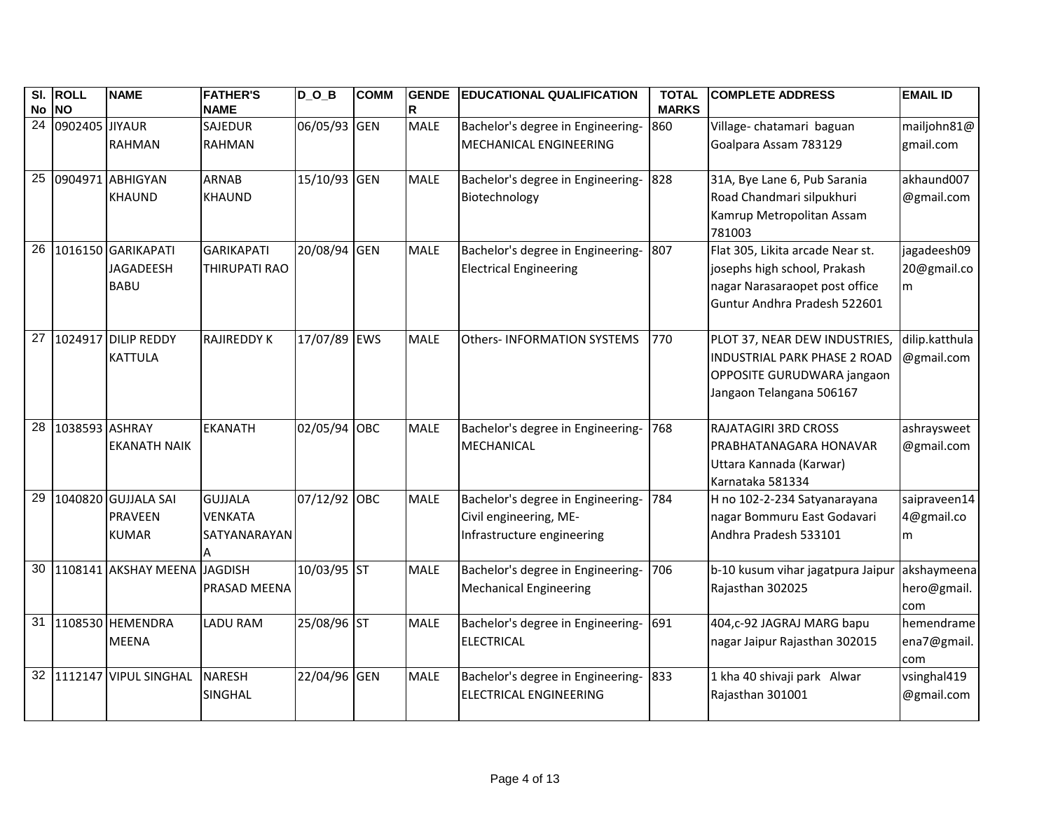| Sl. No | ROLL NO | NAME | FATHER'S NAME | D_O_B | COMM | GENDER | EDUCATIONAL QUALIFICATION | TOTAL MARKS | COMPLETE ADDRESS | EMAIL ID |
|---|---|---|---|---|---|---|---|---|---|---|
| 24 | 0902405 | JIYAUR RAHMAN | SAJEDUR RAHMAN | 06/05/93 | GEN | MALE | Bachelor's degree in Engineering-MECHANICAL ENGINEERING | 860 | Village- chatamari baguan Goalpara Assam 783129 | mailjohn81@gmail.com |
| 25 | 0904971 | ABHIGYAN KHAUND | ARNAB KHAUND | 15/10/93 | GEN | MALE | Bachelor's degree in Engineering-Biotechnology | 828 | 31A, Bye Lane 6, Pub Sarania Road Chandmari silpukhuri Kamrup Metropolitan Assam 781003 | akhaund007@gmail.com |
| 26 | 1016150 | GARIKAPATI JAGADEESH BABU | GARIKAPATI THIRUPATI RAO | 20/08/94 | GEN | MALE | Bachelor's degree in Engineering-Electrical Engineering | 807 | Flat 305, Likita arcade Near st. josephs high school, Prakash nagar Narasaraopet post office Guntur Andhra Pradesh 522601 | jagadeesh0920@gmail.com |
| 27 | 1024917 | DILIP REDDY KATTULA | RAJIREDDY K | 17/07/89 | EWS | MALE | Others- INFORMATION SYSTEMS | 770 | PLOT 37, NEAR DEW INDUSTRIES, INDUSTRIAL PARK PHASE 2 ROAD OPPOSITE GURUDWARA jangaon Jangaon Telangana 506167 | dilip.katthula@gmail.com |
| 28 | 1038593 | ASHRAY EKANATH NAIK | EKANATH | 02/05/94 | OBC | MALE | Bachelor's degree in Engineering-MECHANICAL | 768 | RAJATAGIRI 3RD CROSS PRABHATANAGARA HONAVAR Uttara Kannada (Karwar) Karnataka 581334 | ashraysweet@gmail.com |
| 29 | 1040820 | GUJJALA SAI PRAVEEN KUMAR | GUJJALA VENKATA SATYANARAYANA | 07/12/92 | OBC | MALE | Bachelor's degree in Engineering-Civil engineering, ME-Infrastructure engineering | 784 | H no 102-2-234 Satyanarayana nagar Bommuru East Godavari Andhra Pradesh 533101 | saipraveen144@gmail.com |
| 30 | 1108141 | AKSHAY MEENA | JAGDISH PRASAD MEENA | 10/03/95 | ST | MALE | Bachelor's degree in Engineering-Mechanical Engineering | 706 | b-10 kusum vihar jagatpura Jaipur Rajasthan 302025 | akshaymeenahero@gmail.com |
| 31 | 1108530 | HEMENDRA MEENA | LADU RAM | 25/08/96 | ST | MALE | Bachelor's degree in Engineering-ELECTRICAL | 691 | 404,c-92 JAGRAJ MARG bapu nagar Jaipur Rajasthan 302015 | hemendrameena7@gmail.com |
| 32 | 1112147 | VIPUL SINGHAL | NARESH SINGHAL | 22/04/96 | GEN | MALE | Bachelor's degree in Engineering-ELECTRICAL ENGINEERING | 833 | 1 kha 40 shivaji park Alwar Rajasthan 301001 | vsinghal419@gmail.com |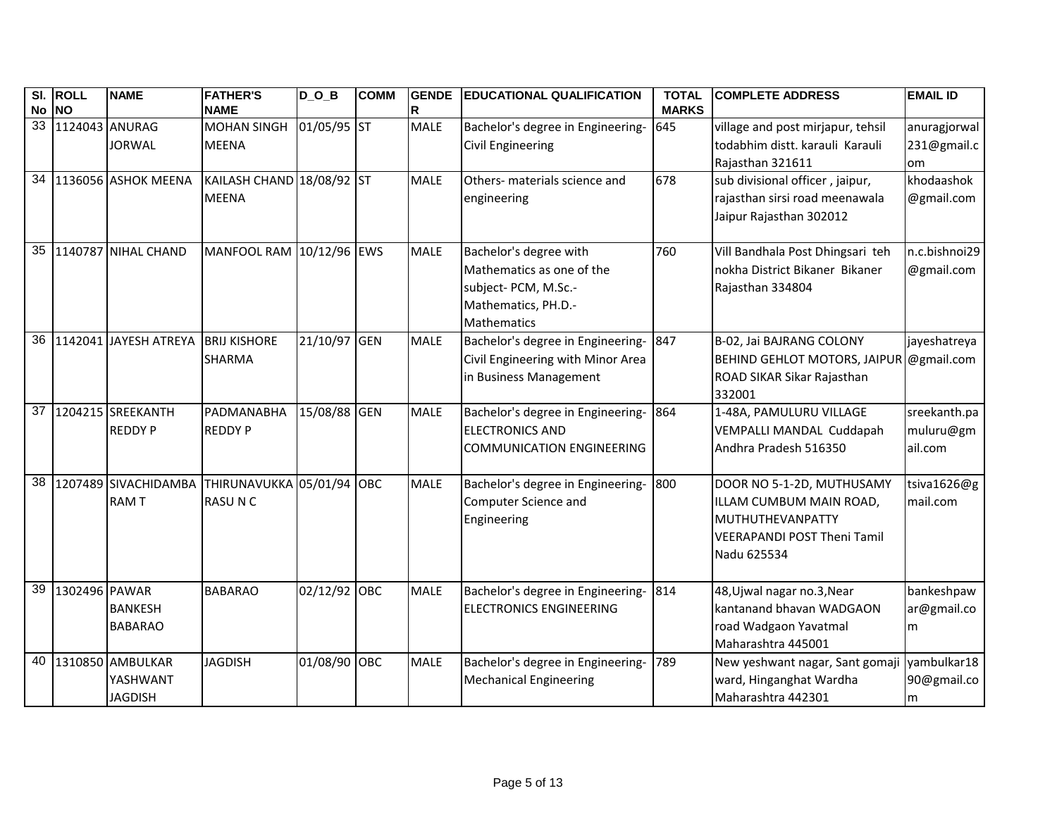| Sl. No | ROLL NO | NAME | FATHER'S NAME | D_O_B | COMM | GENDER | EDUCATIONAL QUALIFICATION | TOTAL MARKS | COMPLETE ADDRESS | EMAIL ID |
|---|---|---|---|---|---|---|---|---|---|---|
| 33 | 1124043 | ANURAG JORWAL | MOHAN SINGH MEENA | 01/05/95 | ST | MALE | Bachelor's degree in Engineering- Civil Engineering | 645 | village and post mirjapur, tehsil todabhim distt. karauli Karauli Rajasthan 321611 | anuragjorwal231@gmail.com |
| 34 | 1136056 | ASHOK MEENA | KAILASH CHAND MEENA | 18/08/92 | ST | MALE | Others- materials science and engineering | 678 | sub divisional officer , jaipur, rajasthan sirsi road meenawala Jaipur Rajasthan 302012 | khodaashok@gmail.com |
| 35 | 1140787 | NIHAL CHAND | MANFOOL RAM | 10/12/96 | EWS | MALE | Bachelor's degree with Mathematics as one of the subject- PCM, M.Sc.- Mathematics, PH.D.- Mathematics | 760 | Vill Bandhala Post Dhingsari teh nokha District Bikaner Bikaner Rajasthan 334804 | n.c.bishnoi29@gmail.com |
| 36 | 1142041 | JAYESH ATREYA | BRIJ KISHORE SHARMA | 21/10/97 | GEN | MALE | Bachelor's degree in Engineering- Civil Engineering with Minor Area in Business Management | 847 | B-02, Jai BAJRANG COLONY BEHIND GEHLOT MOTORS, JAIPUR ROAD SIKAR Sikar Rajasthan 332001 | jayeshatreya@gmail.com |
| 37 | 1204215 | SREEKANTH REDDY P | PADMANABHA REDDY P | 15/08/88 | GEN | MALE | Bachelor's degree in Engineering- ELECTRONICS AND COMMUNICATION ENGINEERING | 864 | 1-48A, PAMULURU VILLAGE VEMPALLI MANDAL Cuddapah Andhra Pradesh 516350 | sreekanth.pamuluru@gmail.com |
| 38 | 1207489 | SIVACHIDAMBARAM T | THIRUNAVUKKARASU N C | 05/01/94 | OBC | MALE | Bachelor's degree in Engineering- Computer Science and Engineering | 800 | DOOR NO 5-1-2D, MUTHUSAMY ILLAM CUMBUM MAIN ROAD, MUTHUTHEVANPATTY VEERAPANDI POST Theni Tamil Nadu 625534 | tsiva1626@gmail.com |
| 39 | 1302496 | PAWAR BANKESH BABARAO | BABARAO | 02/12/92 | OBC | MALE | Bachelor's degree in Engineering- ELECTRONICS ENGINEERING | 814 | 48,Ujwal nagar no.3,Near kantanand bhavan WADGAON road Wadgaon Yavatmal Maharashtra 445001 | bankeshpawar@gmail.com |
| 40 | 1310850 | AMBULKAR YASHWANT JAGDISH | JAGDISH | 01/08/90 | OBC | MALE | Bachelor's degree in Engineering- Mechanical Engineering | 789 | New yeshwant nagar, Sant gomaji ward, Hinganghat Wardha Maharashtra 442301 | yambulkar1890@gmail.com |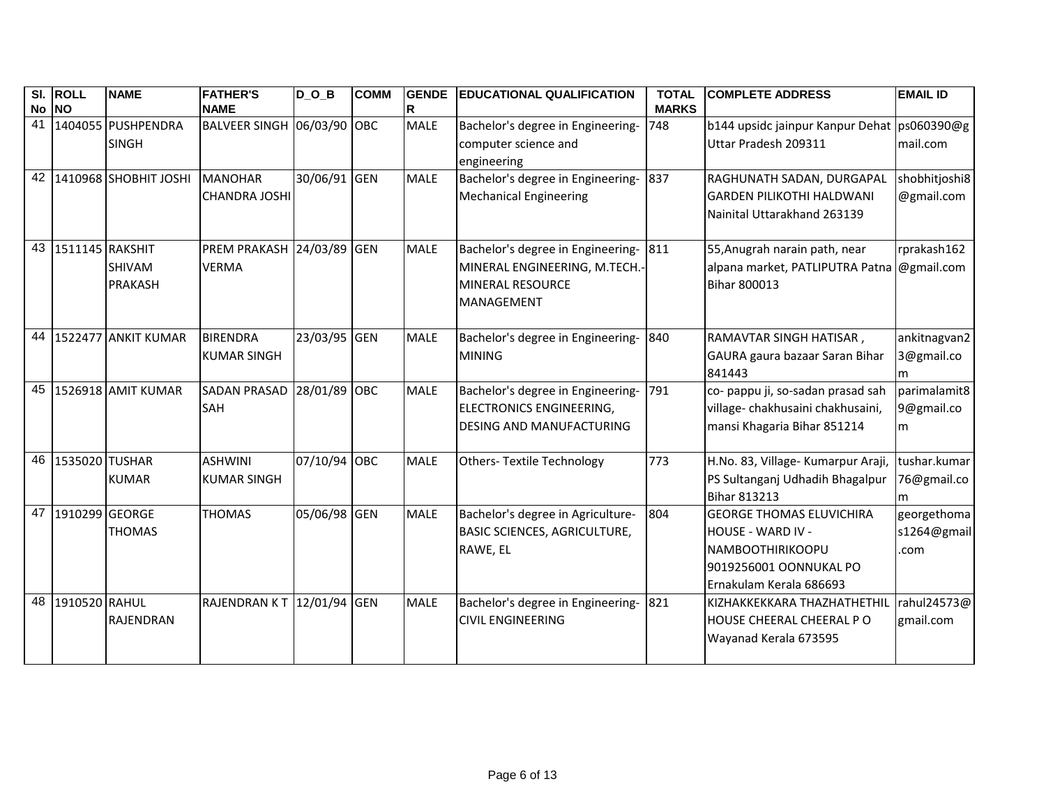| Sl. No | ROLL NO | NAME | FATHER'S NAME | D_O_B | COMM | GENDER | EDUCATIONAL QUALIFICATION | TOTAL MARKS | COMPLETE ADDRESS | EMAIL ID |
|---|---|---|---|---|---|---|---|---|---|---|
| 41 | 1404055 | PUSHPENDRA SINGH | BALVEER SINGH | 06/03/90 | OBC | MALE | Bachelor's degree in Engineering-computer science and engineering | 748 | b144 upsidc jainpur Kanpur Dehat Uttar Pradesh 209311 | ps060390@gmail.com |
| 42 | 1410968 | SHOBHIT JOSHI | MANOHAR CHANDRA JOSHI | 30/06/91 | GEN | MALE | Bachelor's degree in Engineering-Mechanical Engineering | 837 | RAGHUNATH SADAN, DURGAPAL GARDEN PILIKOTHI HALDWANI Nainital Uttarakhand 263139 | shobhitjoshi8@gmail.com |
| 43 | 1511145 | RAKSHIT SHIVAM PRAKASH | PREM PRAKASH VERMA | 24/03/89 | GEN | MALE | Bachelor's degree in Engineering-MINERAL ENGINEERING, M.TECH.-MINERAL RESOURCE MANAGEMENT | 811 | 55,Anugrah narain path, near alpana market, PATLIPUTRA Patna Bihar 800013 | rprakash162@gmail.com |
| 44 | 1522477 | ANKIT KUMAR | BIRENDRA KUMAR SINGH | 23/03/95 | GEN | MALE | Bachelor's degree in Engineering-MINING | 840 | RAMAVTAR SINGH HATISAR , GAURA gaura bazaar Saran Bihar 841443 | ankitnagvan23@gmail.com |
| 45 | 1526918 | AMIT KUMAR | SADAN PRASAD SAH | 28/01/89 | OBC | MALE | Bachelor's degree in Engineering-ELECTRONICS ENGINEERING, DESING AND MANUFACTURING | 791 | co- pappu ji, so-sadan prasad sah village- chakhusaini chakhusaini, mansi Khagaria Bihar 851214 | parimalamit89@gmail.com |
| 46 | 1535020 | TUSHAR KUMAR | ASHWINI KUMAR SINGH | 07/10/94 | OBC | MALE | Others- Textile Technology | 773 | H.No. 83, Village- Kumarpur Araji, PS Sultanganj Udhadih Bhagalpur Bihar 813213 | tushar.kumar76@gmail.com |
| 47 | 1910299 | GEORGE THOMAS | THOMAS | 05/06/98 | GEN | MALE | Bachelor's degree in Agriculture-BASIC SCIENCES, AGRICULTURE, RAWE, EL | 804 | GEORGE THOMAS ELUVICHIRA HOUSE - WARD IV - NAMBOOTHIRIKOOPU 9019256001 OONNUKAL PO Ernakulam Kerala 686693 | georgethomas1264@gmail.com |
| 48 | 1910520 | RAHUL RAJENDRAN | RAJENDRAN K T | 12/01/94 | GEN | MALE | Bachelor's degree in Engineering-CIVIL ENGINEERING | 821 | KIZHAKKEKKARA THAZHATHETHIL HOUSE CHEERAL CHEERAL P O Wayanad Kerala 673595 | rahul24573@gmail.com |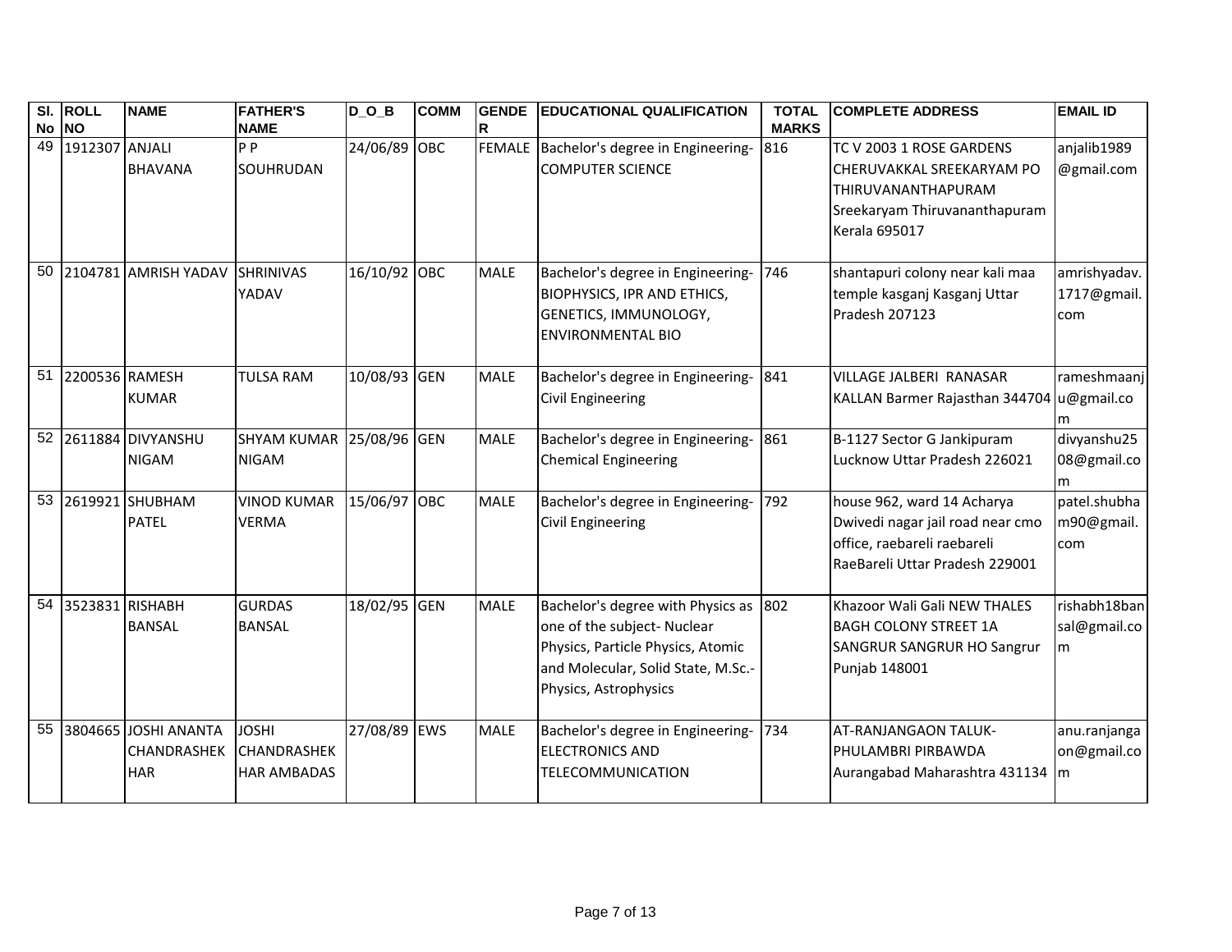| Sl. No | ROLL NO | NAME | FATHER'S NAME | D_O_B | COMM | GENDER | EDUCATIONAL QUALIFICATION | TOTAL MARKS | COMPLETE ADDRESS | EMAIL ID |
|---|---|---|---|---|---|---|---|---|---|---|
| 49 | 1912307 | ANJALI BHAVANA | P P SOUHRUDAN | 24/06/89 | OBC | FEMALE | Bachelor's degree in Engineering-COMPUTER SCIENCE | 816 | TC V 2003 1 ROSE GARDENS CHERUVAKKAL SREEKARYAM PO THIRUVANANTHAPURAM Sreekaryam Thiruvananthapuram Kerala 695017 | anjalib1989@gmail.com |
| 50 | 2104781 | AMRISH YADAV | SHRINIVAS YADAV | 16/10/92 | OBC | MALE | Bachelor's degree in Engineering-BIOPHYSICS, IPR AND ETHICS, GENETICS, IMMUNOLOGY, ENVIRONMENTAL BIO | 746 | shantapuri colony near kali maa temple kasganj Kasganj Uttar Pradesh 207123 | amrishyadav.1717@gmail.com |
| 51 | 2200536 | RAMESH KUMAR | TULSA RAM | 10/08/93 | GEN | MALE | Bachelor's degree in Engineering-Civil Engineering | 841 | VILLAGE JALBERI RANASAR KALLAN Barmer Rajasthan 344704 | rameshmaanju@gmail.com |
| 52 | 2611884 | DIVYANSHU NIGAM | SHYAM KUMAR NIGAM | 25/08/96 | GEN | MALE | Bachelor's degree in Engineering-Chemical Engineering | 861 | B-1127 Sector G Jankipuram Lucknow Uttar Pradesh 226021 | divyanshu2508@gmail.com |
| 53 | 2619921 | SHUBHAM PATEL | VINOD KUMAR VERMA | 15/06/97 | OBC | MALE | Bachelor's degree in Engineering-Civil Engineering | 792 | house 962, ward 14 Acharya Dwivedi nagar jail road near cmo office, raebareli raebareli RaeBareli Uttar Pradesh 229001 | patel.shubham90@gmail.com |
| 54 | 3523831 | RISHABH BANSAL | GURDAS BANSAL | 18/02/95 | GEN | MALE | Bachelor's degree with Physics as one of the subject- Nuclear Physics, Particle Physics, Atomic and Molecular, Solid State, M.Sc.-Physics, Astrophysics | 802 | Khazoor Wali Gali NEW THALES BAGH COLONY STREET 1A SANGRUR SANGRUR HO Sangrur Punjab 148001 | rishabh18bansal@gmail.com |
| 55 | 3804665 | JOSHI ANANTA CHANDRASHEKHAR | JOSHI CHANDRASHEKHAR AMBADAS | 27/08/89 | EWS | MALE | Bachelor's degree in Engineering-ELECTRONICS AND TELECOMMUNICATION | 734 | AT-RANJANGAON TALUK-PHULAMBRI PIRBAWDA Aurangabad Maharashtra 431134 | anu.ranjangaon@gmail.com |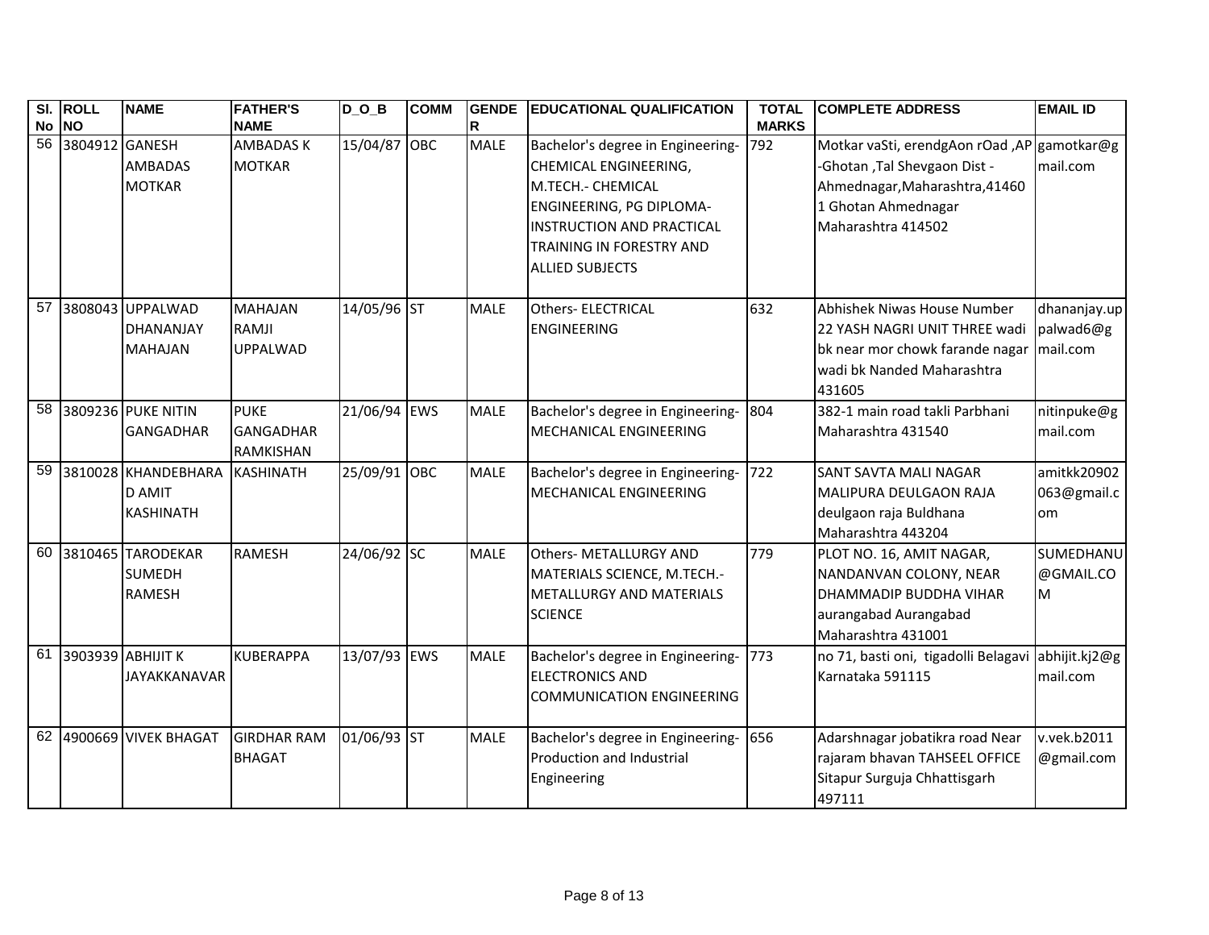| Sl. No | ROLL NO | NAME | FATHER'S NAME | D_O_B | COMM | GENDER | EDUCATIONAL QUALIFICATION | TOTAL MARKS | COMPLETE ADDRESS | EMAIL ID |
|---|---|---|---|---|---|---|---|---|---|---|
| 56 | 3804912 | GANESH AMBADAS MOTKAR | AMBADAS K MOTKAR | 15/04/87 | OBC | MALE | Bachelor's degree in Engineering- CHEMICAL ENGINEERING, M.TECH.- CHEMICAL ENGINEERING, PG DIPLOMA- INSTRUCTION AND PRACTICAL TRAINING IN FORESTRY AND ALLIED SUBJECTS | 792 | Motkar vaSti, erendgAon rOad ,AP -Ghotan ,Tal Shevgaon Dist - Ahmednagar,Maharashtra,414601 Ghotan Ahmednagar Maharashtra 414502 | gamotkar@gmail.com |
| 57 | 3808043 | UPPALWAD DHANANJAY MAHAJAN | MAHAJAN RAMJI UPPALWAD | 14/05/96 | ST | MALE | Others- ELECTRICAL ENGINEERING | 632 | Abhishek Niwas House Number 22 YASH NAGRI UNIT THREE wadi bk near mor chowk farande nagar wadi bk Nanded Maharashtra 431605 | dhananjay.uppalwad6@gmail.com |
| 58 | 3809236 | PUKE NITIN GANGADHAR | PUKE GANGADHAR RAMKISHAN | 21/06/94 | EWS | MALE | Bachelor's degree in Engineering- MECHANICAL ENGINEERING | 804 | 382-1 main road takli Parbhani Maharashtra 431540 | nitinpuke@gmail.com |
| 59 | 3810028 | KHANDEBHARAD AMIT KASHINATH | KASHINATH | 25/09/91 | OBC | MALE | Bachelor's degree in Engineering- MECHANICAL ENGINEERING | 722 | SANT SAVTA MALI NAGAR MALIPURA DEULGAON RAJA deulgaon raja Buldhana Maharashtra 443204 | amitkk20902063@gmail.com |
| 60 | 3810465 | TARODEKAR SUMEDH RAMESH | RAMESH | 24/06/92 | SC | MALE | Others- METALLURGY AND MATERIALS SCIENCE, M.TECH.- METALLURGY AND MATERIALS SCIENCE | 779 | PLOT NO. 16, AMIT NAGAR, NANDANVAN COLONY, NEAR DHAMMADIP BUDDHA VIHAR aurangabad Aurangabad Maharashtra 431001 | SUMEDHANU@GMAIL.COM |
| 61 | 3903939 | ABHIJIT K JAYAKKANAVAR | KUBERAPPA | 13/07/93 | EWS | MALE | Bachelor's degree in Engineering- ELECTRONICS AND COMMUNICATION ENGINEERING | 773 | no 71, basti oni, tigadolli Belagavi Karnataka 591115 | abhijit.kj2@gmail.com |
| 62 | 4900669 | VIVEK BHAGAT | GIRDHAR RAM BHAGAT | 01/06/93 | ST | MALE | Bachelor's degree in Engineering- Production and Industrial Engineering | 656 | Adarshnagar jobatikra road Near rajaram bhavan TAHSEEL OFFICE Sitapur Surguja Chhattisgarh 497111 | v.vek.b2011@gmail.com |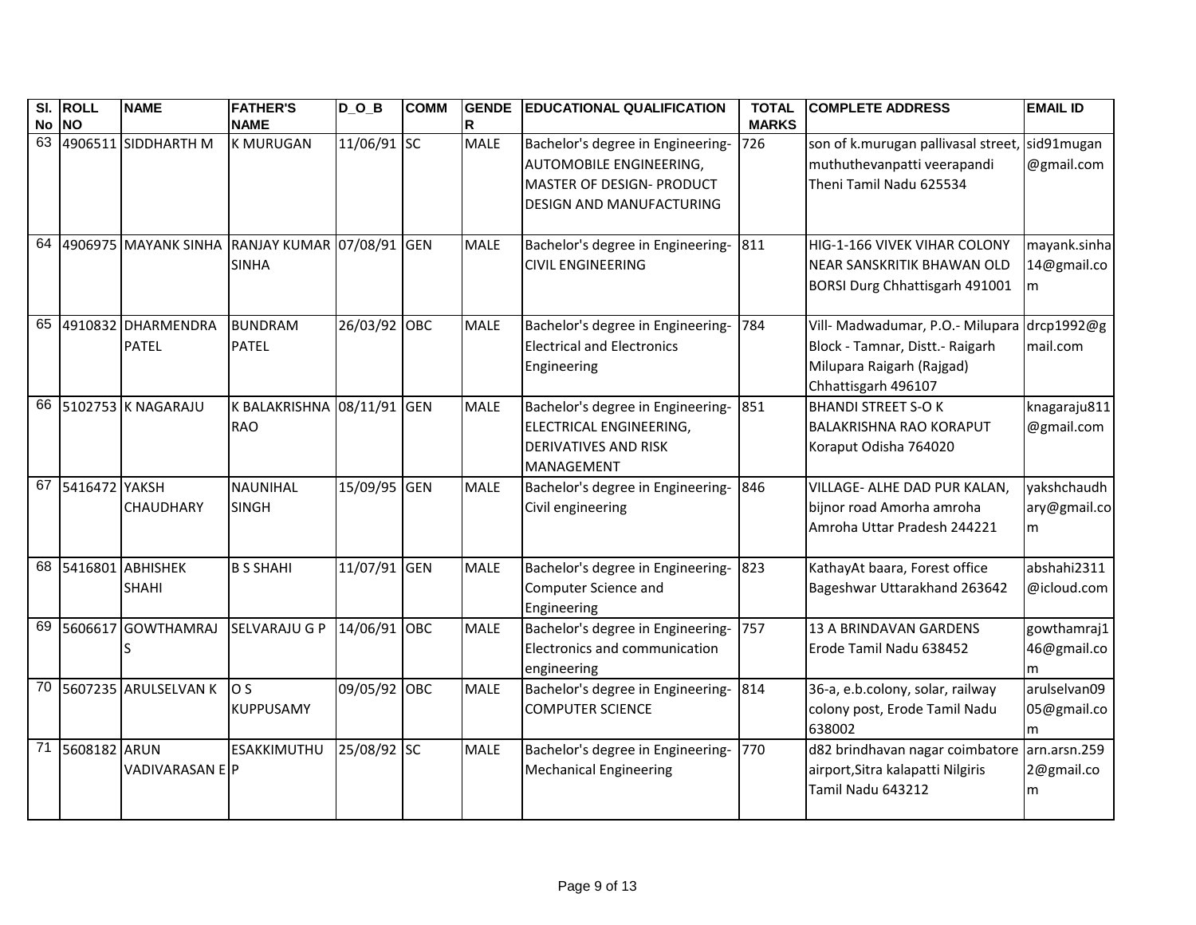| Sl. No | ROLL NO | NAME | FATHER'S NAME | D_O_B | COMM | GENDER | EDUCATIONAL QUALIFICATION | TOTAL MARKS | COMPLETE ADDRESS | EMAIL ID |
|---|---|---|---|---|---|---|---|---|---|---|
| 63 | 4906511 | SIDDHARTH M | K MURUGAN | 11/06/91 | SC | MALE | Bachelor's degree in Engineering-AUTOMOBILE ENGINEERING, MASTER OF DESIGN- PRODUCT DESIGN AND MANUFACTURING | 726 | son of k.murugan pallivasal street, muthuthevanpatti veerapandi Theni Tamil Nadu 625534 | sid91mugan@gmail.com |
| 64 | 4906975 | MAYANK SINHA | RANJAY KUMAR SINHA | 07/08/91 | GEN | MALE | Bachelor's degree in Engineering-CIVIL ENGINEERING | 811 | HIG-1-166 VIVEK VIHAR COLONY NEAR SANSKRITIK BHAWAN OLD BORSI Durg Chhattisgarh 491001 | mayank.sinha14@gmail.com |
| 65 | 4910832 | DHARMENDRA PATEL | BUNDRAM PATEL | 26/03/92 | OBC | MALE | Bachelor's degree in Engineering-Electrical and Electronics Engineering | 784 | Vill- Madwadumar, P.O.- Milupara Block - Tamnar, Distt.- Raigarh Milupara Raigarh (Rajgad) Chhattisgarh 496107 | drcp1992@gmail.com |
| 66 | 5102753 | K NAGARAJU | K BALAKRISHNA RAO | 08/11/91 | GEN | MALE | Bachelor's degree in Engineering-ELECTRICAL ENGINEERING, DERIVATIVES AND RISK MANAGEMENT | 851 | BHANDI STREET S-O K BALAKRISHNA RAO KORAPUT Koraput Odisha 764020 | knagaraju811@gmail.com |
| 67 | 5416472 | YAKSH CHAUDHARY | NAUNIHAL SINGH | 15/09/95 | GEN | MALE | Bachelor's degree in Engineering-Civil engineering | 846 | VILLAGE- ALHE DAD PUR KALAN, bijnor road Amorha amroha Amroha Uttar Pradesh 244221 | yakshchaudhary@gmail.com |
| 68 | 5416801 | ABHISHEK SHAHI | B S SHAHI | 11/07/91 | GEN | MALE | Bachelor's degree in Engineering-Computer Science and Engineering | 823 | KathayAt baara, Forest office Bageshwar Uttarakhand 263642 | abshahi2311@icloud.com |
| 69 | 5606617 | GOWTHAMRAJ S | SELVARAJU G P | 14/06/91 | OBC | MALE | Bachelor's degree in Engineering-Electronics and communication engineering | 757 | 13 A BRINDAVAN GARDENS Erode Tamil Nadu 638452 | gowthamraj146@gmail.com |
| 70 | 5607235 | ARULSELVAN K | O S KUPPUSAMY | 09/05/92 | OBC | MALE | Bachelor's degree in Engineering-COMPUTER SCIENCE | 814 | 36-a, e.b.colony, solar, railway colony post, Erode Tamil Nadu 638002 | arulselvan0905@gmail.com |
| 71 | 5608182 | ARUN VADIVARASAN E P | ESAKKIMUTHU | 25/08/92 | SC | MALE | Bachelor's degree in Engineering-Mechanical Engineering | 770 | d82 brindhavan nagar coimbatore airport,Sitra kalapatti Nilgiris Tamil Nadu 643212 | arn.arsn.2592@gmail.com |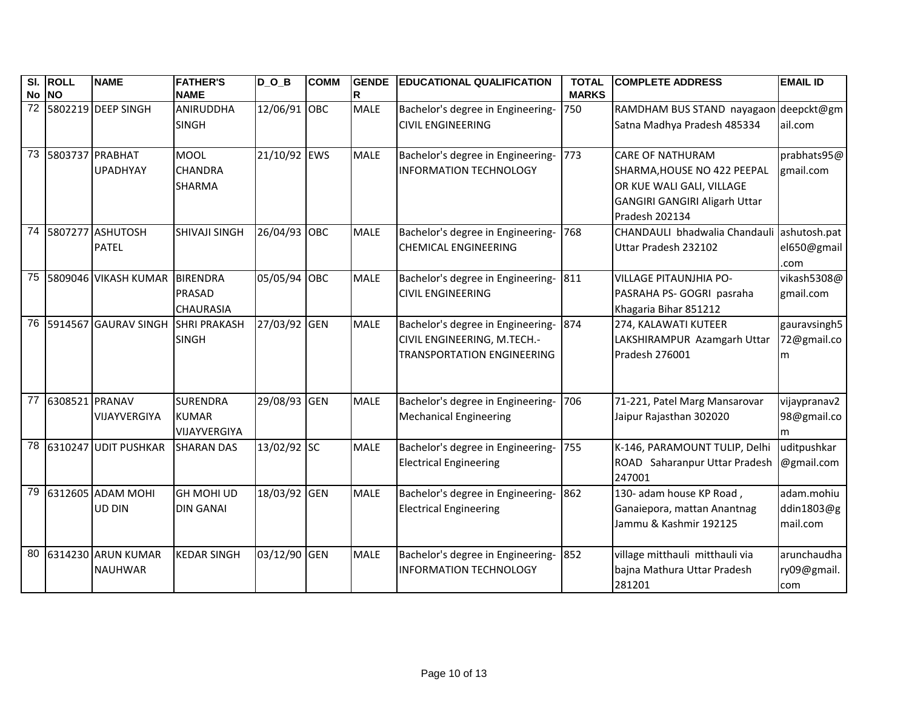| Sl. No | ROLL NO | NAME | FATHER'S NAME | D_O_B | COMM | GENDER | EDUCATIONAL QUALIFICATION | TOTAL MARKS | COMPLETE ADDRESS | EMAIL ID |
|---|---|---|---|---|---|---|---|---|---|---|
| 72 | 5802219 | DEEP SINGH | ANIRUDDHA SINGH | 12/06/91 | OBC | MALE | Bachelor's degree in Engineering-CIVIL ENGINEERING | 750 | RAMDHAM BUS STAND nayagaon Satna Madhya Pradesh 485334 | deepckt@gmail.com |
| 73 | 5803737 | PRABHAT UPADHYAY | MOOL CHANDRA SHARMA | 21/10/92 | EWS | MALE | Bachelor's degree in Engineering-INFORMATION TECHNOLOGY | 773 | CARE OF NATHURAM SHARMA,HOUSE NO 422 PEEPAL OR KUE WALI GALI, VILLAGE GANGIRI GANGIRI Aligarh Uttar Pradesh 202134 | prabhats95@gmail.com |
| 74 | 5807277 | ASHUTOSH PATEL | SHIVAJI SINGH | 26/04/93 | OBC | MALE | Bachelor's degree in Engineering-CHEMICAL ENGINEERING | 768 | CHANDAULI bhadwalia Chandauli Uttar Pradesh 232102 | ashutosh.patel650@gmail.com |
| 75 | 5809046 | VIKASH KUMAR | BIRENDRA PRASAD CHAURASIA | 05/05/94 | OBC | MALE | Bachelor's degree in Engineering-CIVIL ENGINEERING | 811 | VILLAGE PITAUNJHIA PO- PASRAHA PS- GOGRI pasraha Khagaria Bihar 851212 | vikash5308@gmail.com |
| 76 | 5914567 | GAURAV SINGH | SHRI PRAKASH SINGH | 27/03/92 | GEN | MALE | Bachelor's degree in Engineering-CIVIL ENGINEERING, M.TECH.-TRANSPORTATION ENGINEERING | 874 | 274, KALAWATI KUTEER LAKSHIRAMPUR Azamgarh Uttar Pradesh 276001 | gauravsingh572@gmail.com |
| 77 | 6308521 | PRANAV VIJAYVERGIYA | SURENDRA KUMAR VIJAYVERGIYA | 29/08/93 | GEN | MALE | Bachelor's degree in Engineering-Mechanical Engineering | 706 | 71-221, Patel Marg Mansarovar Jaipur Rajasthan 302020 | vijaypranav298@gmail.com |
| 78 | 6310247 | UDIT PUSHKAR | SHARAN DAS | 13/02/92 | SC | MALE | Bachelor's degree in Engineering-Electrical Engineering | 755 | K-146, PARAMOUNT TULIP, Delhi ROAD Saharanpur Uttar Pradesh 247001 | uditpushkar@gmail.com |
| 79 | 6312605 | ADAM MOHI UD DIN | GH MOHI UD DIN GANAI | 18/03/92 | GEN | MALE | Bachelor's degree in Engineering-Electrical Engineering | 862 | 130- adam house KP Road , Ganaiepora, mattan Anantnag Jammu & Kashmir 192125 | adam.mohiuddin1803@gmail.com |
| 80 | 6314230 | ARUN KUMAR NAUHWAR | KEDAR SINGH | 03/12/90 | GEN | MALE | Bachelor's degree in Engineering-INFORMATION TECHNOLOGY | 852 | village mitthauli mitthauli via bajna Mathura Uttar Pradesh 281201 | arunchaudhary09@gmail.com |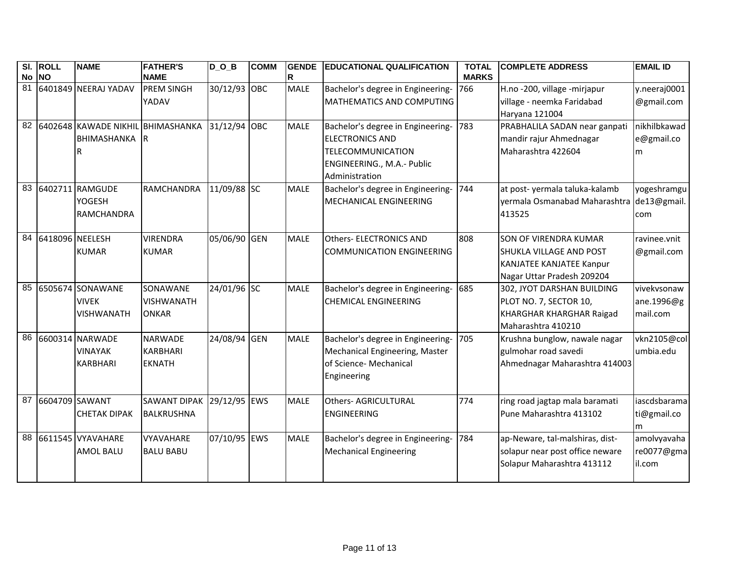| Sl. No | ROLL NO | NAME | FATHER'S NAME | D_O_B | COMM | GENDER | EDUCATIONAL QUALIFICATION | TOTAL MARKS | COMPLETE ADDRESS | EMAIL ID |
|---|---|---|---|---|---|---|---|---|---|---|
| 81 | 6401849 | NEERAJ YADAV | PREM SINGH YADAV | 30/12/93 | OBC | MALE | Bachelor's degree in Engineering- MATHEMATICS AND COMPUTING | 766 | H.no -200, village -mirjapur village - neemka Faridabad Haryana 121004 | y.neeraj0001@gmail.com |
| 82 | 6402648 | KAWADE NIKHIL BHIMASHANKAR | BHIMASHANKAR | 31/12/94 | OBC | MALE | Bachelor's degree in Engineering- ELECTRONICS AND TELECOMMUNICATION ENGINEERING., M.A.- Public Administration | 783 | PRABHALILA SADAN near ganpati mandir rajur Ahmednagar Maharashtra 422604 | nikhilbkawade@gmail.com |
| 83 | 6402711 | RAMGUDE YOGESH RAMCHANDRA | RAMCHANDRA | 11/09/88 | SC | MALE | Bachelor's degree in Engineering- MECHANICAL ENGINEERING | 744 | at post- yermala taluka-kalamb yermala Osmanabad Maharashtra 413525 | yogeshramgude13@gmail.com |
| 84 | 6418096 | NEELESH KUMAR | VIRENDRA KUMAR | 05/06/90 | GEN | MALE | Others- ELECTRONICS AND COMMUNICATION ENGINEERING | 808 | SON OF VIRENDRA KUMAR SHUKLA VILLAGE AND POST KANJATEE KANJATEE Kanpur Nagar Uttar Pradesh 209204 | ravinee.vnit@gmail.com |
| 85 | 6505674 | SONAWANE VIVEK VISHWANATH | SONAWANE VISHWANATH ONKAR | 24/01/96 | SC | MALE | Bachelor's degree in Engineering- CHEMICAL ENGINEERING | 685 | 302, JYOT DARSHAN BUILDING PLOT NO. 7, SECTOR 10, KHARGHAR KHARGHAR Raigad Maharashtra 410210 | vivekvsonawane.1996@gmail.com |
| 86 | 6600314 | NARWADE VINAYAK KARBHARI | NARWADE KARBHARI EKNATH | 24/08/94 | GEN | MALE | Bachelor's degree in Engineering- Mechanical Engineering, Master of Science- Mechanical Engineering | 705 | Krushna bunglow, nawale nagar gulmohar road savedi Ahmednagar Maharashtra 414003 | vkn2105@columbia.edu |
| 87 | 6604709 | SAWANT CHETAK DIPAK | SAWANT DIPAK BALKRUSHNA | 29/12/95 | EWS | MALE | Others- AGRICULTURAL ENGINEERING | 774 | ring road jagtap mala baramati Pune Maharashtra 413102 | iascdsbaramati@gmail.com |
| 88 | 6611545 | VYAVAHARE AMOL BALU | VYAVAHARE BALU BABU | 07/10/95 | EWS | MALE | Bachelor's degree in Engineering- Mechanical Engineering | 784 | ap-Neware, tal-malshiras, dist-solapur near post office neware Solapur Maharashtra 413112 | amolvyavahare0077@gmail.com |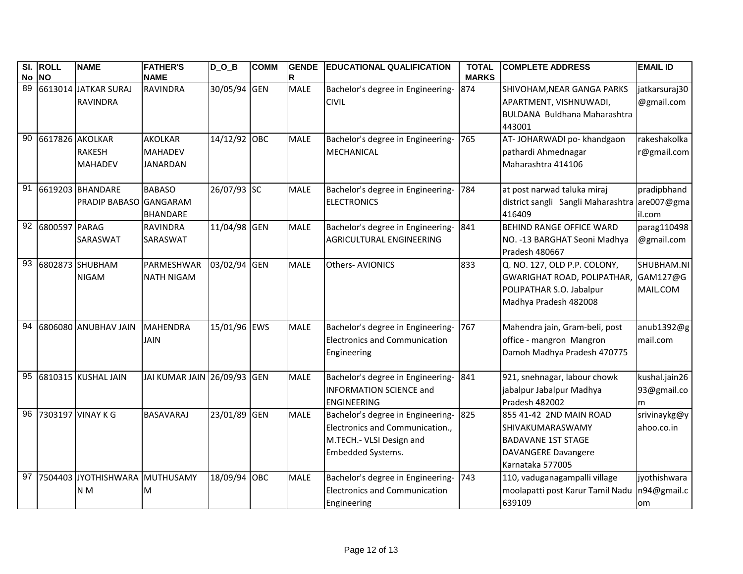| Sl. No | ROLL NO | NAME | FATHER'S NAME | D_O_B | COMM | GENDER | EDUCATIONAL QUALIFICATION | TOTAL MARKS | COMPLETE ADDRESS | EMAIL ID |
|---|---|---|---|---|---|---|---|---|---|---|
| 89 | 6613014 | JATKAR SURAJ RAVINDRA | RAVINDRA | 30/05/94 | GEN | MALE | Bachelor's degree in Engineering- CIVIL | 874 | SHIVOHAM,NEAR GANGA PARKS APARTMENT, VISHNUWADI, BULDANA Buldhana Maharashtra 443001 | jatkarsuraj30@gmail.com |
| 90 | 6617826 | AKOLKAR RAKESH MAHADEV | AKOLKAR MAHADEV JANARDAN | 14/12/92 | OBC | MALE | Bachelor's degree in Engineering- MECHANICAL | 765 | AT- JOHARWADI po- khandgaon pathardi Ahmednagar Maharashtra 414106 | rakeshakolkar@gmail.com |
| 91 | 6619203 | BHANDARE PRADIP BABASO | BABASO GANGARAM BHANDARE | 26/07/93 | SC | MALE | Bachelor's degree in Engineering- ELECTRONICS | 784 | at post narwad taluka miraj district sangli Sangli Maharashtra 416409 | pradipbhandare007@gmail.com |
| 92 | 6800597 | PARAG SARASWAT | RAVINDRA SARASWAT | 11/04/98 | GEN | MALE | Bachelor's degree in Engineering- AGRICULTURAL ENGINEERING | 841 | BEHIND RANGE OFFICE WARD NO. -13 BARGHAT Seoni Madhya Pradesh 480667 | parag110498@gmail.com |
| 93 | 6802873 | SHUBHAM NIGAM | PARMESHWAR NATH NIGAM | 03/02/94 | GEN | MALE | Others- AVIONICS | 833 | Q. NO. 127, OLD P.P. COLONY, GWARIGHAT ROAD, POLIPATHAR, POLIPATHAR S.O. Jabalpur Madhya Pradesh 482008 | SHUBHAM.NIGAM127@GMAIL.COM |
| 94 | 6806080 | ANUBHAV JAIN | MAHENDRA JAIN | 15/01/96 | EWS | MALE | Bachelor's degree in Engineering- Electronics and Communication Engineering | 767 | Mahendra jain, Gram-beli, post office - mangron Mangron Damoh Madhya Pradesh 470775 | anub1392@gmail.com |
| 95 | 6810315 | KUSHAL JAIN | JAI KUMAR JAIN | 26/09/93 | GEN | MALE | Bachelor's degree in Engineering- INFORMATION SCIENCE and ENGINEERING | 841 | 921, snehnagar, labour chowk jabalpur Jabalpur Madhya Pradesh 482002 | kushal.jain2693@gmail.com |
| 96 | 7303197 | VINAY K G | BASAVARAJ | 23/01/89 | GEN | MALE | Bachelor's degree in Engineering- Electronics and Communication., M.TECH.- VLSI Design and Embedded Systems. | 825 | 855 41-42 2ND MAIN ROAD SHIVAKUMARASWAMY BADAVANE 1ST STAGE DAVANGERE Davangere Karnataka 577005 | srivinaykg@yahoo.co.in |
| 97 | 7504403 | JYOTHISHWARAN M | MUTHUSAMY M | 18/09/94 | OBC | MALE | Bachelor's degree in Engineering- Electronics and Communication Engineering | 743 | 110, vaduganagampalli village moolapatti post Karur Tamil Nadu 639109 | jyothishwaran94@gmail.com |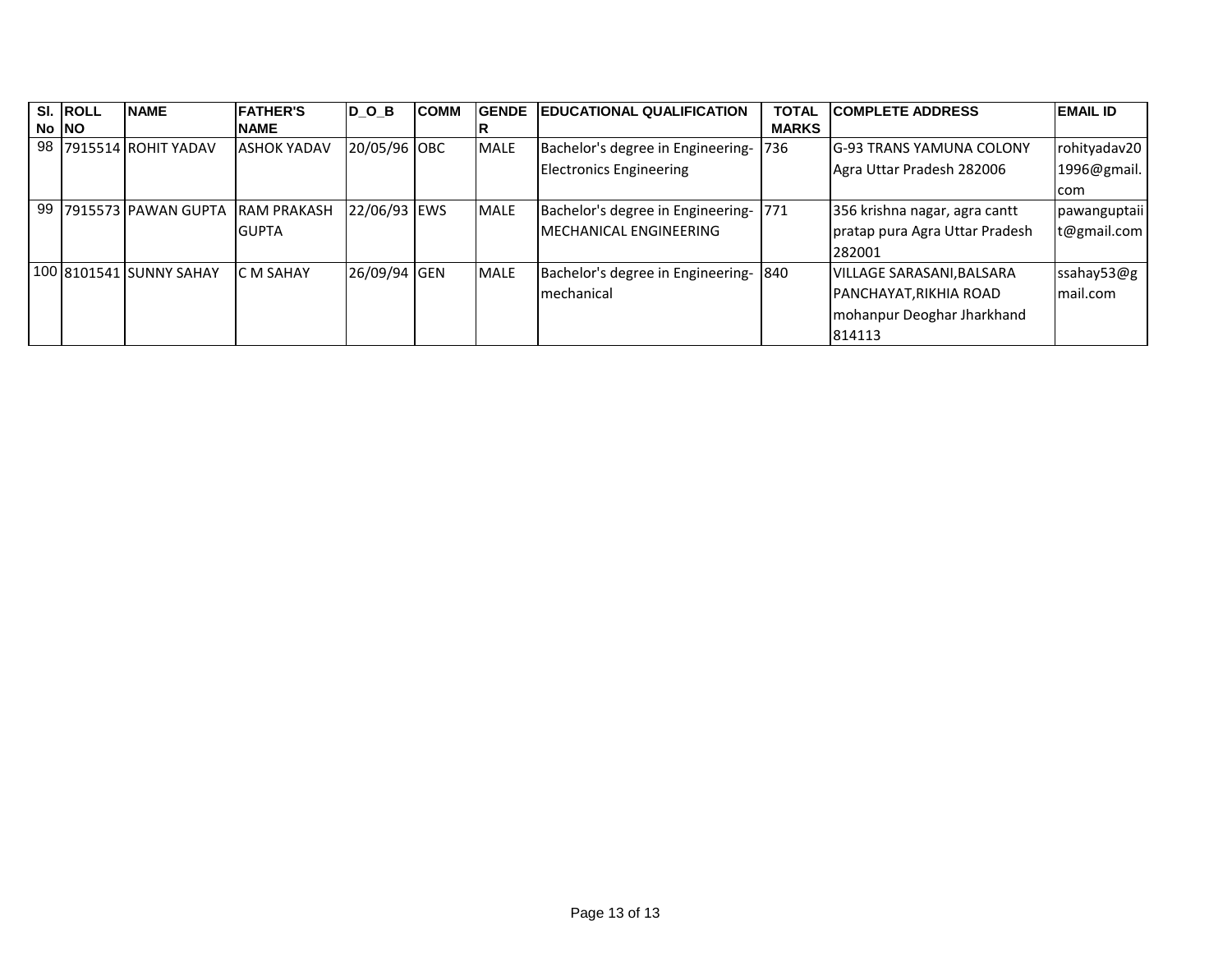| Sl. No | ROLL NO | NAME | FATHER'S NAME | D_O_B | COMM | GENDER | EDUCATIONAL QUALIFICATION | TOTAL MARKS | COMPLETE ADDRESS | EMAIL ID |
|---|---|---|---|---|---|---|---|---|---|---|
| 98 | 7915514 | ROHIT YADAV | ASHOK YADAV | 20/05/96 | OBC | MALE | Bachelor's degree in Engineering-Electronics Engineering | 736 | G-93 TRANS YAMUNA COLONY Agra Uttar Pradesh 282006 | rohityadav201996@gmail.com |
| 99 | 7915573 | PAWAN GUPTA | RAM PRAKASH GUPTA | 22/06/93 | EWS | MALE | Bachelor's degree in Engineering-MECHANICAL ENGINEERING | 771 | 356 krishna nagar, agra cantt pratap pura Agra Uttar Pradesh 282001 | pawanguptaiit@gmail.com |
| 100 | 8101541 | SUNNY SAHAY | C M SAHAY | 26/09/94 | GEN | MALE | Bachelor's degree in Engineering-mechanical | 840 | VILLAGE SARASANI,BALSARA PANCHAYAT,RIKHIA ROAD mohanpur Deoghar Jharkhand 814113 | ssahay53@gmail.com |